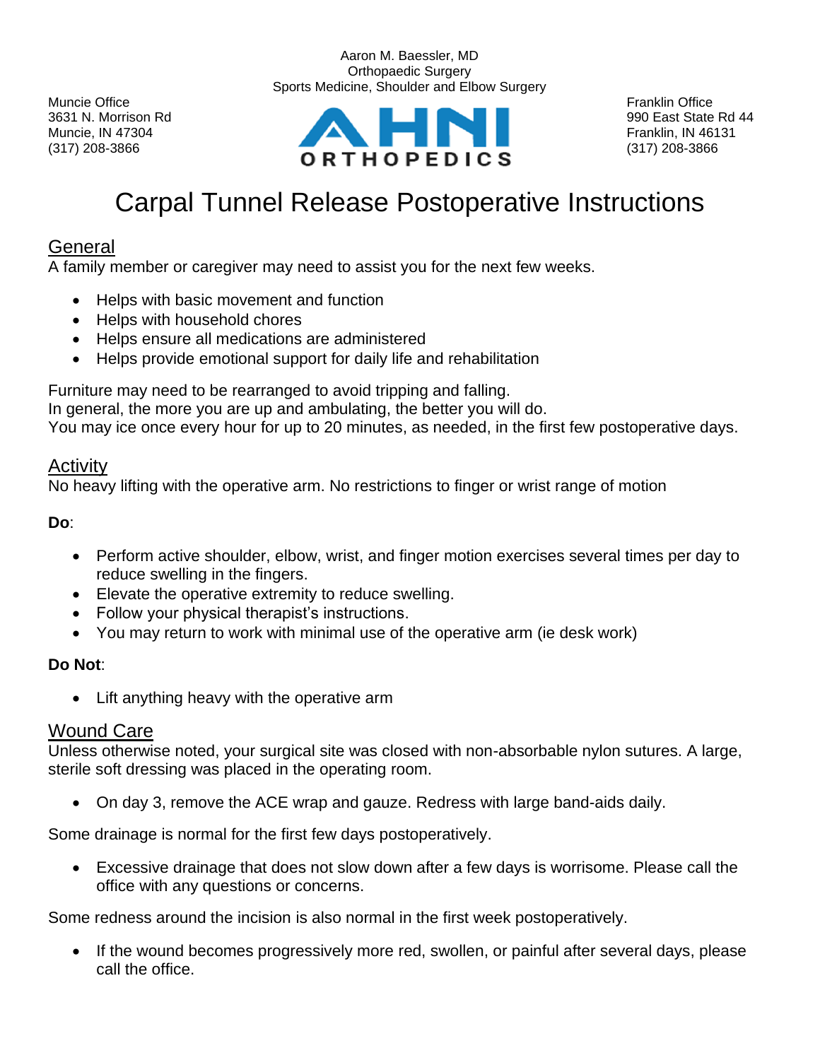Aaron M. Baessler, MD
Orthopaedic Surgery
Sports Medicine, Shoulder and Elbow Surgery

Muncie Office
3631 N. Morrison Rd
Muncie, IN 47304
(317) 208-3866

AHNI ORTHOPEDICS

Franklin Office
990 East State Rd 44
Franklin, IN 46131
(317) 208-3866

# Carpal Tunnel Release Postoperative Instructions

## General

A family member or caregiver may need to assist you for the next few weeks.

- Helps with basic movement and function
- Helps with household chores
- Helps ensure all medications are administered
- Helps provide emotional support for daily life and rehabilitation

Furniture may need to be rearranged to avoid tripping and falling.
In general, the more you are up and ambulating, the better you will do.
You may ice once every hour for up to 20 minutes, as needed, in the first few postoperative days.

## Activity

No heavy lifting with the operative arm. No restrictions to finger or wrist range of motion

**Do**:

- Perform active shoulder, elbow, wrist, and finger motion exercises several times per day to reduce swelling in the fingers.
- Elevate the operative extremity to reduce swelling.
- Follow your physical therapist's instructions.
- You may return to work with minimal use of the operative arm (ie desk work)

**Do Not**:

- Lift anything heavy with the operative arm

## Wound Care

Unless otherwise noted, your surgical site was closed with non-absorbable nylon sutures. A large, sterile soft dressing was placed in the operating room.

- On day 3, remove the ACE wrap and gauze. Redress with large band-aids daily.

Some drainage is normal for the first few days postoperatively.

- Excessive drainage that does not slow down after a few days is worrisome. Please call the office with any questions or concerns.

Some redness around the incision is also normal in the first week postoperatively.

- If the wound becomes progressively more red, swollen, or painful after several days, please call the office.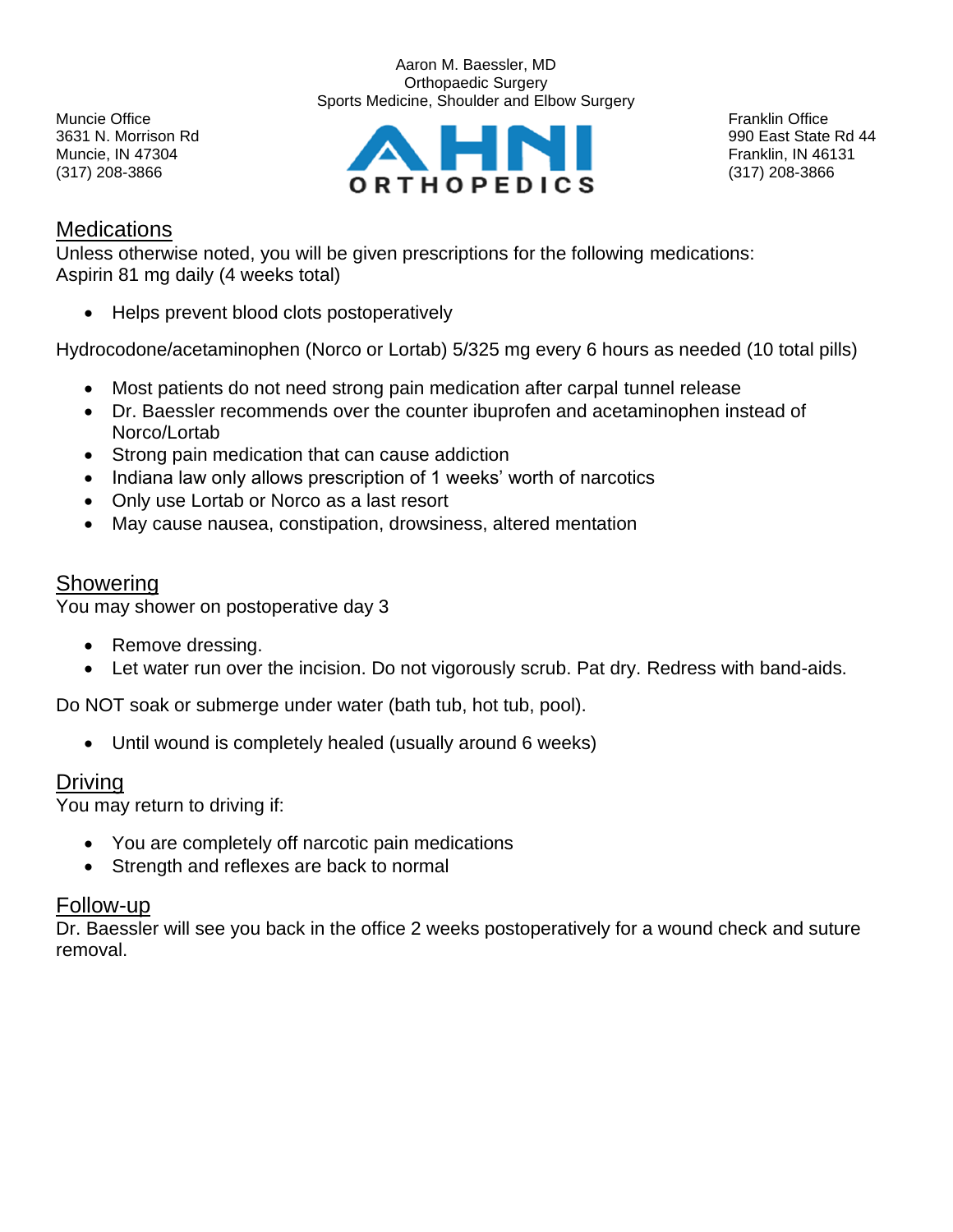Aaron M. Baessler, MD
Orthopaedic Surgery
Sports Medicine, Shoulder and Elbow Surgery

Muncie Office
3631 N. Morrison Rd
Muncie, IN 47304
(317) 208-3866

AHNI ORTHOPEDICS

Franklin Office
990 East State Rd 44
Franklin, IN 46131
(317) 208-3866

## Medications

Unless otherwise noted, you will be given prescriptions for the following medications:
Aspirin 81 mg daily (4 weeks total)

- Helps prevent blood clots postoperatively

Hydrocodone/acetaminophen (Norco or Lortab) 5/325 mg every 6 hours as needed (10 total pills)

- Most patients do not need strong pain medication after carpal tunnel release
- Dr. Baessler recommends over the counter ibuprofen and acetaminophen instead of Norco/Lortab
- Strong pain medication that can cause addiction
- Indiana law only allows prescription of 1 weeks' worth of narcotics
- Only use Lortab or Norco as a last resort
- May cause nausea, constipation, drowsiness, altered mentation

## Showering

You may shower on postoperative day 3

- Remove dressing.
- Let water run over the incision. Do not vigorously scrub. Pat dry. Redress with band-aids.

Do NOT soak or submerge under water (bath tub, hot tub, pool).

- Until wound is completely healed (usually around 6 weeks)

## Driving

You may return to driving if:

- You are completely off narcotic pain medications
- Strength and reflexes are back to normal

## Follow-up

Dr. Baessler will see you back in the office 2 weeks postoperatively for a wound check and suture removal.